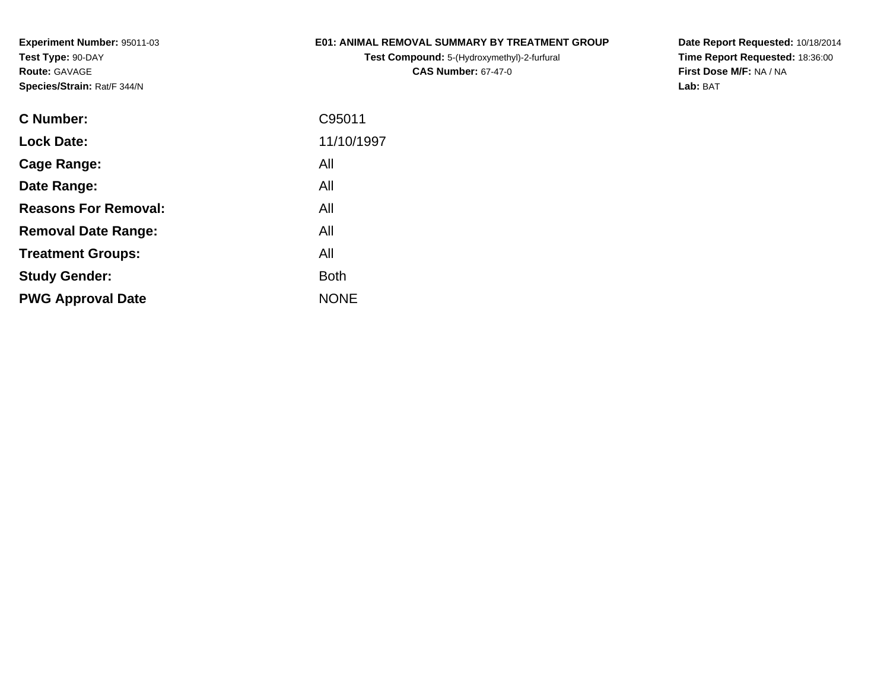**Experiment Number:** 95011-03
**Test Type:** 90-DAY
**Route:** GAVAGE
**Species/Strain:** Rat/F 344/N

**E01: ANIMAL REMOVAL SUMMARY BY TREATMENT GROUP**
**Test Compound:** 5-(Hydroxymethyl)-2-furfural
**CAS Number:** 67-47-0

**Date Report Requested:** 10/18/2014
**Time Report Requested:** 18:36:00
**First Dose M/F:** NA / NA
**Lab:** BAT

| | |
|---|---|
| **C Number:** | C95011 |
| **Lock Date:** | 11/10/1997 |
| **Cage Range:** | All |
| **Date Range:** | All |
| **Reasons For Removal:** | All |
| **Removal Date Range:** | All |
| **Treatment Groups:** | All |
| **Study Gender:** | Both |
| **PWG Approval Date** | NONE |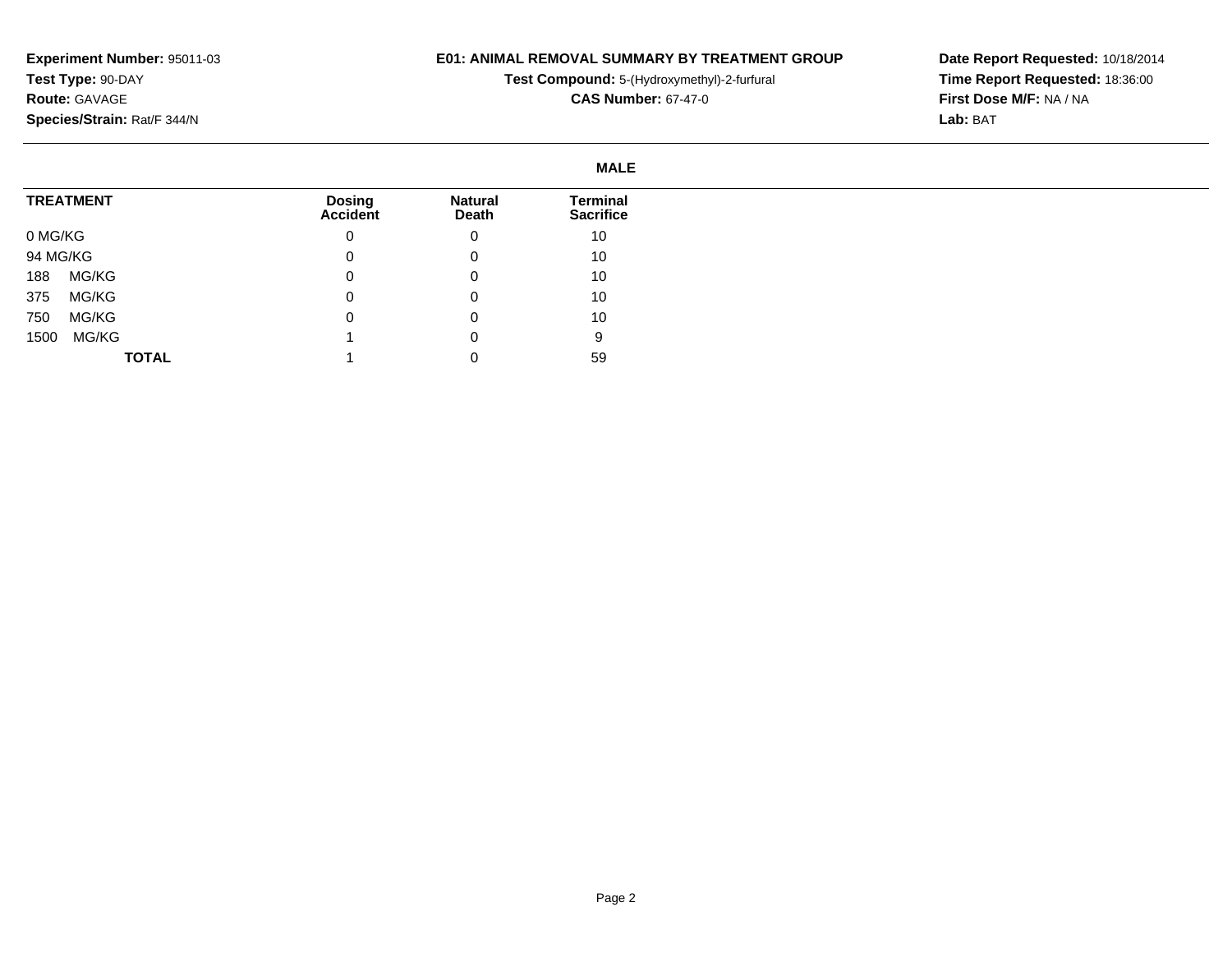**Experiment Number:** 95011-03
**Test Type:** 90-DAY
**Route:** GAVAGE
**Species/Strain:** Rat/F 344/N

**E01: ANIMAL REMOVAL SUMMARY BY TREATMENT GROUP**
**Test Compound:** 5-(Hydroxymethyl)-2-furfural
**CAS Number:** 67-47-0

**Date Report Requested:** 10/18/2014
**Time Report Requested:** 18:36:00
**First Dose M/F:** NA / NA
**Lab:** BAT

**MALE**

| TREATMENT | Dosing Accident | Natural Death | Terminal Sacrifice |
|---|---|---|---|
| 0 MG/KG | 0 | 0 | 10 |
| 94 MG/KG | 0 | 0 | 10 |
| 188 MG/KG | 0 | 0 | 10 |
| 375 MG/KG | 0 | 0 | 10 |
| 750 MG/KG | 0 | 0 | 10 |
| 1500 MG/KG | 1 | 0 | 9 |
| **TOTAL** | 1 | 0 | 59 |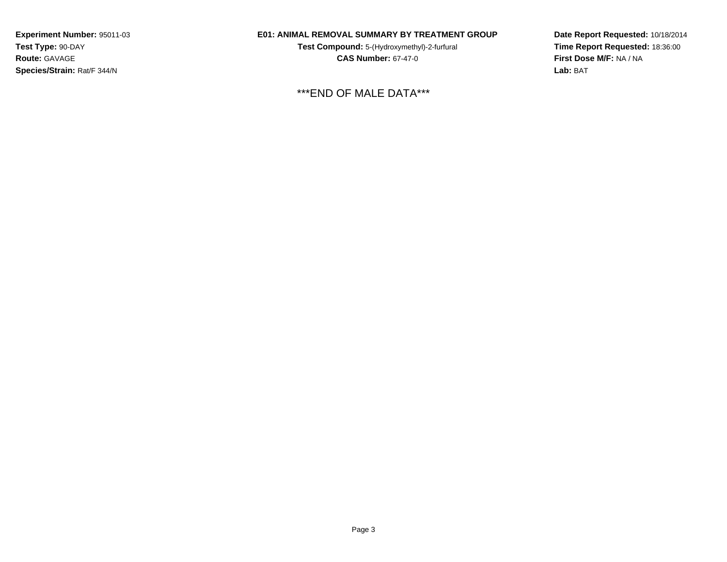**Experiment Number:** 95011-03
**Test Type:** 90-DAY
**Route:** GAVAGE
**Species/Strain:** Rat/F 344/N

**E01: ANIMAL REMOVAL SUMMARY BY TREATMENT GROUP**
**Test Compound:** 5-(Hydroxymethyl)-2-furfural
**CAS Number:** 67-47-0

**Date Report Requested:** 10/18/2014
**Time Report Requested:** 18:36:00
**First Dose M/F:** NA / NA
**Lab:** BAT

***END OF MALE DATA***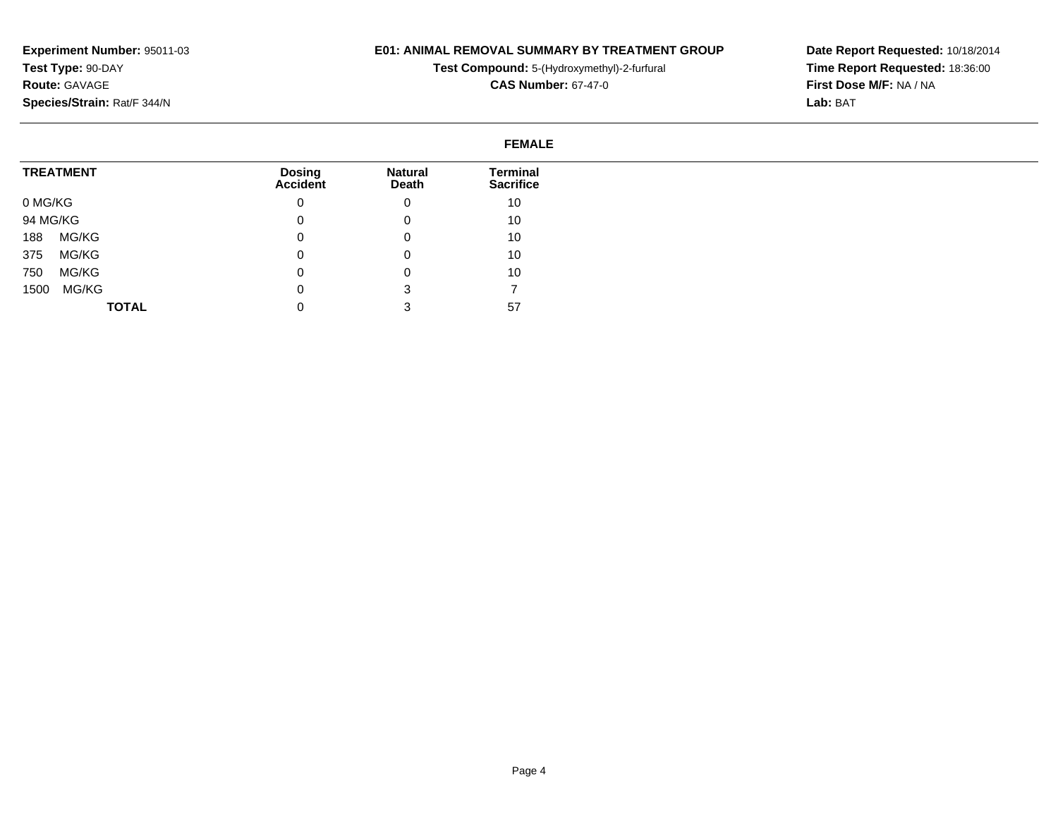**Experiment Number:** 95011-03
**Test Type:** 90-DAY
**Route:** GAVAGE
**Species/Strain:** Rat/F 344/N

**E01: ANIMAL REMOVAL SUMMARY BY TREATMENT GROUP**
**Test Compound:** 5-(Hydroxymethyl)-2-furfural
**CAS Number:** 67-47-0

**Date Report Requested:** 10/18/2014
**Time Report Requested:** 18:36:00
**First Dose M/F:** NA / NA
**Lab:** BAT

**FEMALE**

| TREATMENT | Dosing Accident | Natural Death | Terminal Sacrifice |
|---|---|---|---|
| 0 MG/KG | 0 | 0 | 10 |
| 94 MG/KG | 0 | 0 | 10 |
| 188 MG/KG | 0 | 0 | 10 |
| 375 MG/KG | 0 | 0 | 10 |
| 750 MG/KG | 0 | 0 | 10 |
| 1500 MG/KG | 0 | 3 | 7 |
| **TOTAL** | 0 | 3 | 57 |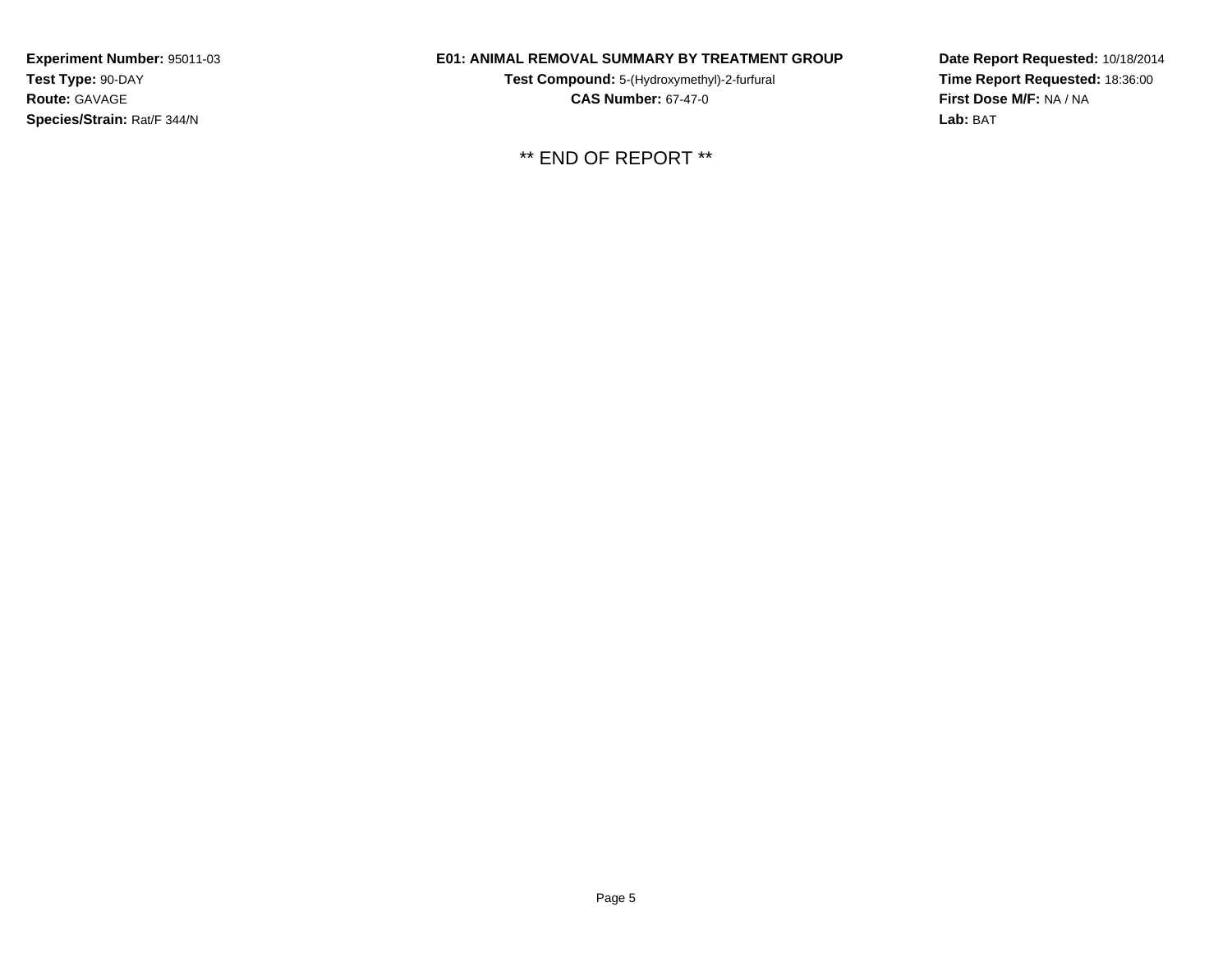**Experiment Number:** 95011-03
**Test Type:** 90-DAY
**Route:** GAVAGE
**Species/Strain:** Rat/F 344/N

**E01: ANIMAL REMOVAL SUMMARY BY TREATMENT GROUP**
**Test Compound:** 5-(Hydroxymethyl)-2-furfural
**CAS Number:** 67-47-0

**Date Report Requested:** 10/18/2014
**Time Report Requested:** 18:36:00
**First Dose M/F:** NA / NA
**Lab:** BAT

** END OF REPORT **